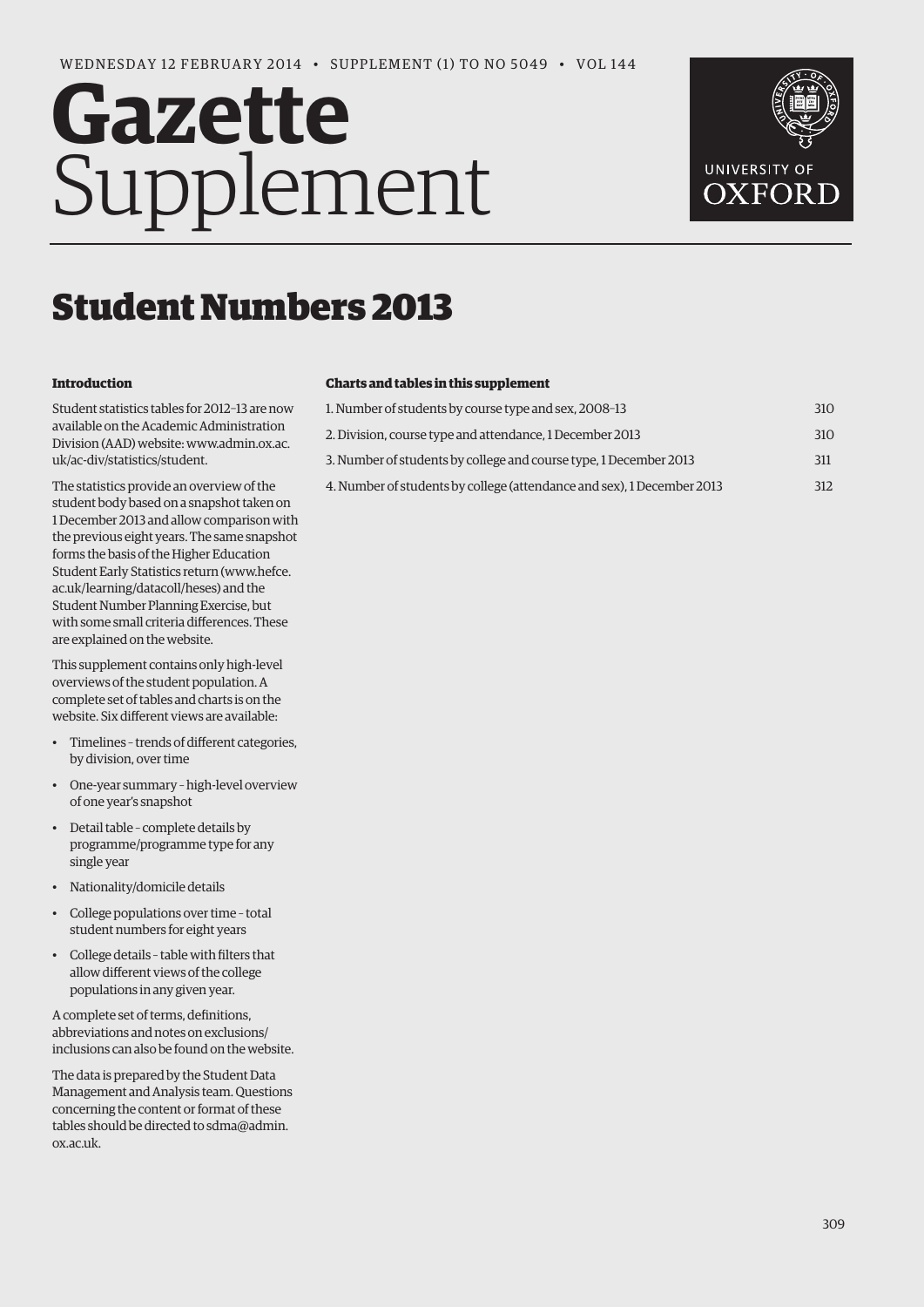WEDNESDAY 12 FEBRUARY 2014 • SUPPLEMENT (1) TO NO 5049 • VOL 144

# Gazette Supplement

UNIVERSITY OF OXFORD

# Student Numbers 2013

### Introduction

Student statistics tables for 2012–13 are now available on the Academic Administration Division (AAD) website: www.admin.ox.ac.uk/ac-div/statistics/student.

The statistics provide an overview of the student body based on a snapshot taken on 1 December 2013 and allow comparison with the previous eight years. The same snapshot forms the basis of the Higher Education Student Early Statistics return (www.hefce.ac.uk/learning/datacoll/heses) and the Student Number Planning Exercise, but with some small criteria differences. These are explained on the website.

This supplement contains only high-level overviews of the student population. A complete set of tables and charts is on the website. Six different views are available:

- Timelines – trends of different categories, by division, over time
- One-year summary – high-level overview of one year's snapshot
- Detail table – complete details by programme/programme type for any single year
- Nationality/domicile details
- College populations over time – total student numbers for eight years
- College details – table with filters that allow different views of the college populations in any given year.

A complete set of terms, definitions, abbreviations and notes on exclusions/inclusions can also be found on the website.

The data is prepared by the Student Data Management and Analysis team. Questions concerning the content or format of these tables should be directed to sdma@admin.ox.ac.uk.

### Charts and tables in this supplement

| | |
|---|---|
| 1. Number of students by course type and sex, 2008–13 | 310 |
| 2. Division, course type and attendance, 1 December 2013 | 310 |
| 3. Number of students by college and course type, 1 December 2013 | 311 |
| 4. Number of students by college (attendance and sex), 1 December 2013 | 312 |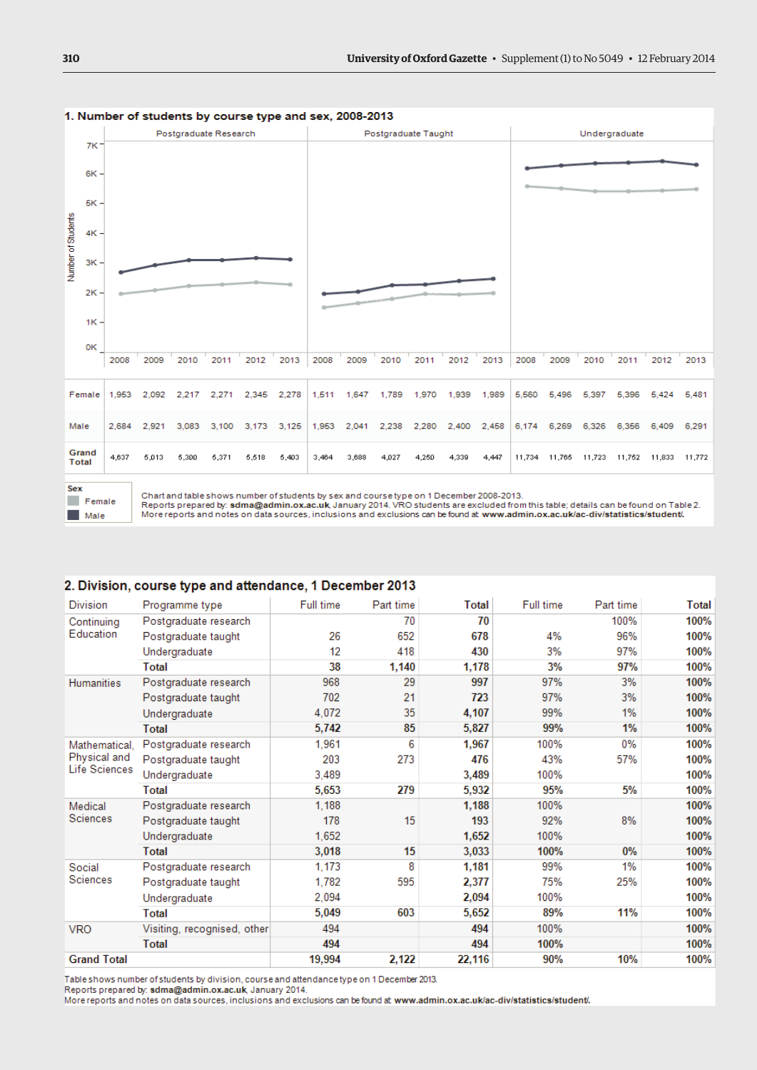## 1. Number of students by course type and sex, 2008-2013

| | Postgraduate Research | | | | | | Postgraduate Taught | | | | | | Undergraduate | | | | | |
|---|---|---|---|---|---|---|---|---|---|---|---|---|---|---|---|---|---|---|
| | 2008 | 2009 | 2010 | 2011 | 2012 | 2013 | 2008 | 2009 | 2010 | 2011 | 2012 | 2013 | 2008 | 2009 | 2010 | 2011 | 2012 | 2013 |
| Female | 1,953 | 2,092 | 2,217 | 2,271 | 2,345 | 2,278 | 1,511 | 1,647 | 1,789 | 1,970 | 1,939 | 1,989 | 5,560 | 5,496 | 5,397 | 5,396 | 5,424 | 5,481 |
| Male | 2,684 | 2,921 | 3,083 | 3,100 | 3,173 | 3,125 | 1,953 | 2,041 | 2,238 | 2,280 | 2,400 | 2,458 | 6,174 | 6,269 | 6,326 | 6,356 | 6,409 | 6,291 |
| Grand Total | 4,637 | 5,013 | 5,300 | 5,371 | 5,518 | 5,403 | 3,464 | 3,688 | 4,027 | 4,250 | 4,339 | 4,447 | 11,734 | 11,765 | 11,723 | 11,752 | 11,833 | 11,772 |

Sex: Female, Male

Chart and table shows number of students by sex and course type on 1 December 2008-2013.
Reports prepared by: **sdma@admin.ox.ac.uk**, January 2014. VRO students are excluded from this table; details can be found on Table 2.
More reports and notes on data sources, inclusions and exclusions can be found at **www.admin.ox.ac.uk/ac-div/statistics/student/**.

## 2. Division, course type and attendance, 1 December 2013

| Division | Programme type | Full time | Part time | Total | Full time | Part time | Total |
|---|---|---|---|---|---|---|---|
| Continuing Education | Postgraduate research | | 70 | **70** | | 100% | **100%** |
| | Postgraduate taught | 26 | 652 | **678** | 4% | 96% | **100%** |
| | Undergraduate | 12 | 418 | **430** | 3% | 97% | **100%** |
| | **Total** | **38** | **1,140** | **1,178** | **3%** | **97%** | **100%** |
| Humanities | Postgraduate research | 968 | 29 | **997** | 97% | 3% | **100%** |
| | Postgraduate taught | 702 | 21 | **723** | 97% | 3% | **100%** |
| | Undergraduate | 4,072 | 35 | **4,107** | 99% | 1% | **100%** |
| | **Total** | **5,742** | **85** | **5,827** | **99%** | **1%** | **100%** |
| Mathematical, Physical and Life Sciences | Postgraduate research | 1,961 | 6 | **1,967** | 100% | 0% | **100%** |
| | Postgraduate taught | 203 | 273 | **476** | 43% | 57% | **100%** |
| | Undergraduate | 3,489 | | **3,489** | 100% | | **100%** |
| | **Total** | **5,653** | **279** | **5,932** | **95%** | **5%** | **100%** |
| Medical Sciences | Postgraduate research | 1,188 | | **1,188** | 100% | | **100%** |
| | Postgraduate taught | 178 | 15 | **193** | 92% | 8% | **100%** |
| | Undergraduate | 1,652 | | **1,652** | 100% | | **100%** |
| | **Total** | **3,018** | **15** | **3,033** | **100%** | **0%** | **100%** |
| Social Sciences | Postgraduate research | 1,173 | 8 | **1,181** | 99% | 1% | **100%** |
| | Postgraduate taught | 1,782 | 595 | **2,377** | 75% | 25% | **100%** |
| | Undergraduate | 2,094 | | **2,094** | 100% | | **100%** |
| | **Total** | **5,049** | **603** | **5,652** | **89%** | **11%** | **100%** |
| VRO | Visiting, recognised, other | 494 | | **494** | 100% | | **100%** |
| | **Total** | **494** | | **494** | **100%** | | **100%** |
| **Grand Total** | | **19,994** | **2,122** | **22,116** | **90%** | **10%** | **100%** |

Table shows number of students by division, course and attendance type on 1 December 2013.
Reports prepared by: **sdma@admin.ox.ac.uk**, January 2014.
More reports and notes on data sources, inclusions and exclusions can be found at **www.admin.ox.ac.uk/ac-div/statistics/student/**.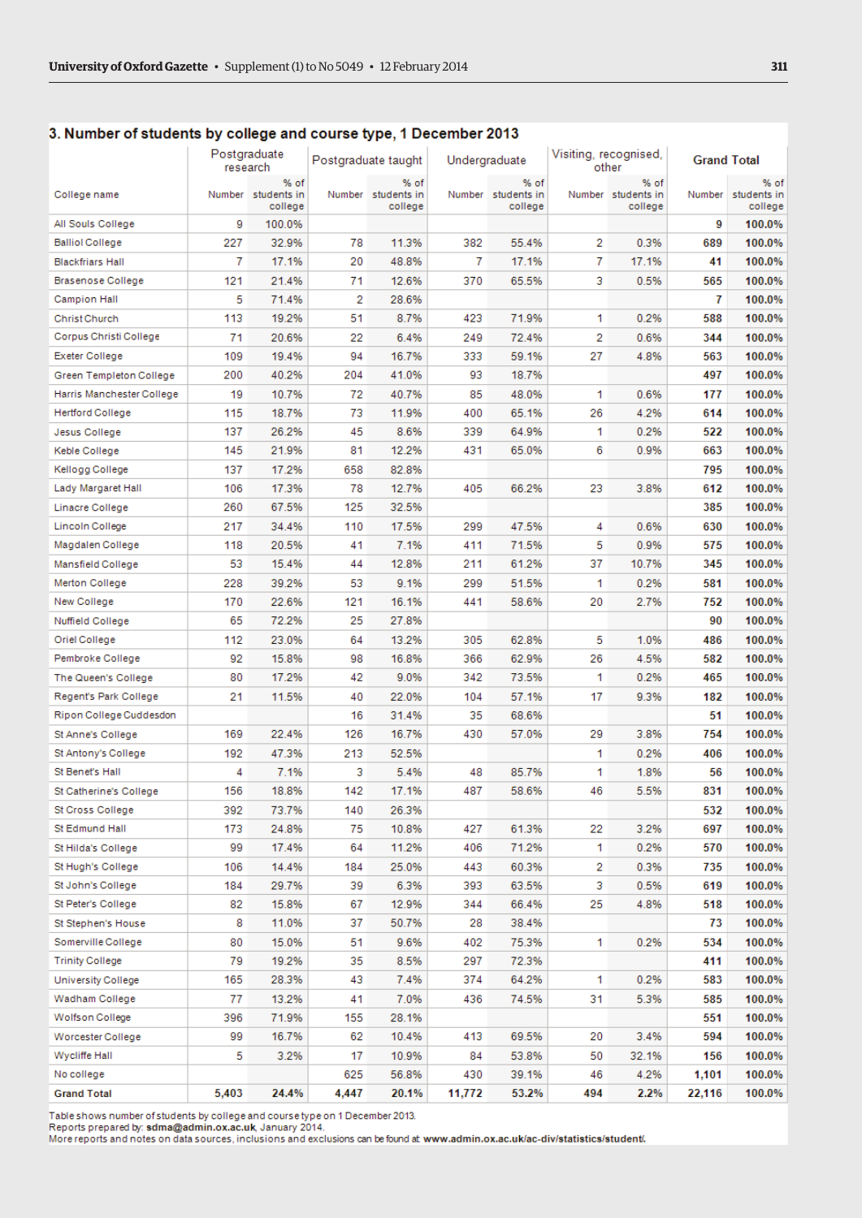## 3. Number of students by college and course type, 1 December 2013

| College name | Postgraduate research | | Postgraduate taught | | Undergraduate | | Visiting, recognised, other | | Grand Total | |
|---|---|---|---|---|---|---|---|---|---|---|
| | Number | % of students in college | Number | % of students in college | Number | % of students in college | Number | % of students in college | Number | % of students in college |
| All Souls College | 9 | 100.0% | | | | | | | **9** | **100.0%** |
| Balliol College | 227 | 32.9% | 78 | 11.3% | 382 | 55.4% | 2 | 0.3% | **689** | **100.0%** |
| Blackfriars Hall | 7 | 17.1% | 20 | 48.8% | 7 | 17.1% | 7 | 17.1% | **41** | **100.0%** |
| Brasenose College | 121 | 21.4% | 71 | 12.6% | 370 | 65.5% | 3 | 0.5% | **565** | **100.0%** |
| Campion Hall | 5 | 71.4% | 2 | 28.6% | | | | | **7** | **100.0%** |
| Christ Church | 113 | 19.2% | 51 | 8.7% | 423 | 71.9% | 1 | 0.2% | **588** | **100.0%** |
| Corpus Christi College | 71 | 20.6% | 22 | 6.4% | 249 | 72.4% | 2 | 0.6% | **344** | **100.0%** |
| Exeter College | 109 | 19.4% | 94 | 16.7% | 333 | 59.1% | 27 | 4.8% | **563** | **100.0%** |
| Green Templeton College | 200 | 40.2% | 204 | 41.0% | 93 | 18.7% | | | **497** | **100.0%** |
| Harris Manchester College | 19 | 10.7% | 72 | 40.7% | 85 | 48.0% | 1 | 0.6% | **177** | **100.0%** |
| Hertford College | 115 | 18.7% | 73 | 11.9% | 400 | 65.1% | 26 | 4.2% | **614** | **100.0%** |
| Jesus College | 137 | 26.2% | 45 | 8.6% | 339 | 64.9% | 1 | 0.2% | **522** | **100.0%** |
| Keble College | 145 | 21.9% | 81 | 12.2% | 431 | 65.0% | 6 | 0.9% | **663** | **100.0%** |
| Kellogg College | 137 | 17.2% | 658 | 82.8% | | | | | **795** | **100.0%** |
| Lady Margaret Hall | 106 | 17.3% | 78 | 12.7% | 405 | 66.2% | 23 | 3.8% | **612** | **100.0%** |
| Linacre College | 260 | 67.5% | 125 | 32.5% | | | | | **385** | **100.0%** |
| Lincoln College | 217 | 34.4% | 110 | 17.5% | 299 | 47.5% | 4 | 0.6% | **630** | **100.0%** |
| Magdalen College | 118 | 20.5% | 41 | 7.1% | 411 | 71.5% | 5 | 0.9% | **575** | **100.0%** |
| Mansfield College | 53 | 15.4% | 44 | 12.8% | 211 | 61.2% | 37 | 10.7% | **345** | **100.0%** |
| Merton College | 228 | 39.2% | 53 | 9.1% | 299 | 51.5% | 1 | 0.2% | **581** | **100.0%** |
| New College | 170 | 22.6% | 121 | 16.1% | 441 | 58.6% | 20 | 2.7% | **752** | **100.0%** |
| Nuffield College | 65 | 72.2% | 25 | 27.8% | | | | | **90** | **100.0%** |
| Oriel College | 112 | 23.0% | 64 | 13.2% | 305 | 62.8% | 5 | 1.0% | **486** | **100.0%** |
| Pembroke College | 92 | 15.8% | 98 | 16.8% | 366 | 62.9% | 26 | 4.5% | **582** | **100.0%** |
| The Queen's College | 80 | 17.2% | 42 | 9.0% | 342 | 73.5% | 1 | 0.2% | **465** | **100.0%** |
| Regent's Park College | 21 | 11.5% | 40 | 22.0% | 104 | 57.1% | 17 | 9.3% | **182** | **100.0%** |
| Ripon College Cuddesdon | | | 16 | 31.4% | 35 | 68.6% | | | **51** | **100.0%** |
| St Anne's College | 169 | 22.4% | 126 | 16.7% | 430 | 57.0% | 29 | 3.8% | **754** | **100.0%** |
| St Antony's College | 192 | 47.3% | 213 | 52.5% | | | 1 | 0.2% | **406** | **100.0%** |
| St Benet's Hall | 4 | 7.1% | 3 | 5.4% | 48 | 85.7% | 1 | 1.8% | **56** | **100.0%** |
| St Catherine's College | 156 | 18.8% | 142 | 17.1% | 487 | 58.6% | 46 | 5.5% | **831** | **100.0%** |
| St Cross College | 392 | 73.7% | 140 | 26.3% | | | | | **532** | **100.0%** |
| St Edmund Hall | 173 | 24.8% | 75 | 10.8% | 427 | 61.3% | 22 | 3.2% | **697** | **100.0%** |
| St Hilda's College | 99 | 17.4% | 64 | 11.2% | 406 | 71.2% | 1 | 0.2% | **570** | **100.0%** |
| St Hugh's College | 106 | 14.4% | 184 | 25.0% | 443 | 60.3% | 2 | 0.3% | **735** | **100.0%** |
| St John's College | 184 | 29.7% | 39 | 6.3% | 393 | 63.5% | 3 | 0.5% | **619** | **100.0%** |
| St Peter's College | 82 | 15.8% | 67 | 12.9% | 344 | 66.4% | 25 | 4.8% | **518** | **100.0%** |
| St Stephen's House | 8 | 11.0% | 37 | 50.7% | 28 | 38.4% | | | **73** | **100.0%** |
| Somerville College | 80 | 15.0% | 51 | 9.6% | 402 | 75.3% | 1 | 0.2% | **534** | **100.0%** |
| Trinity College | 79 | 19.2% | 35 | 8.5% | 297 | 72.3% | | | **411** | **100.0%** |
| University College | 165 | 28.3% | 43 | 7.4% | 374 | 64.2% | 1 | 0.2% | **583** | **100.0%** |
| Wadham College | 77 | 13.2% | 41 | 7.0% | 436 | 74.5% | 31 | 5.3% | **585** | **100.0%** |
| Wolfson College | 396 | 71.9% | 155 | 28.1% | | | | | **551** | **100.0%** |
| Worcester College | 99 | 16.7% | 62 | 10.4% | 413 | 69.5% | 20 | 3.4% | **594** | **100.0%** |
| Wycliffe Hall | 5 | 3.2% | 17 | 10.9% | 84 | 53.8% | 50 | 32.1% | **156** | **100.0%** |
| No college | | | 625 | 56.8% | 430 | 39.1% | 46 | 4.2% | **1,101** | **100.0%** |
| **Grand Total** | **5,403** | **24.4%** | **4,447** | **20.1%** | **11,772** | **53.2%** | **494** | **2.2%** | **22,116** | **100.0%** |

Table shows number of students by college and course type on 1 December 2013.
Reports prepared by: **sdma@admin.ox.ac.uk**, January 2014.
More reports and notes on data sources, inclusions and exclusions can be found at **www.admin.ox.ac.uk/ac-div/statistics/student/**.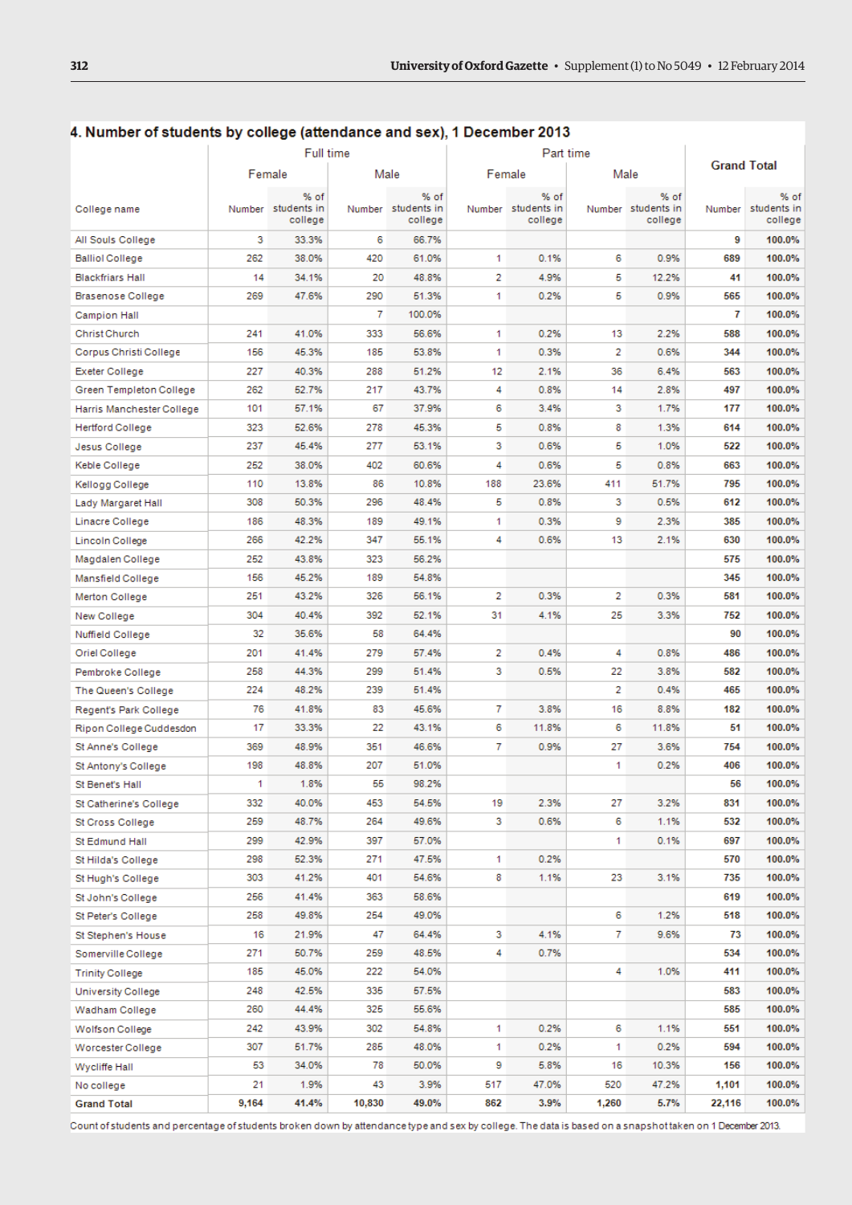## 4. Number of students by college (attendance and sex), 1 December 2013

| | Full time | | | | Part time | | | | Grand Total | |
|---|---|---|---|---|---|---|---|---|---|---|
| | Female | | Male | | Female | | Male | | | |
| College name | Number | % of students in college | Number | % of students in college | Number | % of students in college | Number | % of students in college | Number | % of students in college |
| All Souls College | 3 | 33.3% | 6 | 66.7% | | | | | **9** | **100.0%** |
| Balliol College | 262 | 38.0% | 420 | 61.0% | 1 | 0.1% | 6 | 0.9% | **689** | **100.0%** |
| Blackfriars Hall | 14 | 34.1% | 20 | 48.8% | 2 | 4.9% | 5 | 12.2% | **41** | **100.0%** |
| Brasenose College | 269 | 47.6% | 290 | 51.3% | 1 | 0.2% | 5 | 0.9% | **565** | **100.0%** |
| Campion Hall | | | 7 | 100.0% | | | | | **7** | **100.0%** |
| Christ Church | 241 | 41.0% | 333 | 56.6% | 1 | 0.2% | 13 | 2.2% | **588** | **100.0%** |
| Corpus Christi College | 156 | 45.3% | 185 | 53.8% | 1 | 0.3% | 2 | 0.6% | **344** | **100.0%** |
| Exeter College | 227 | 40.3% | 288 | 51.2% | 12 | 2.1% | 36 | 6.4% | **563** | **100.0%** |
| Green Templeton College | 262 | 52.7% | 217 | 43.7% | 4 | 0.8% | 14 | 2.8% | **497** | **100.0%** |
| Harris Manchester College | 101 | 57.1% | 67 | 37.9% | 6 | 3.4% | 3 | 1.7% | **177** | **100.0%** |
| Hertford College | 323 | 52.6% | 278 | 45.3% | 5 | 0.8% | 8 | 1.3% | **614** | **100.0%** |
| Jesus College | 237 | 45.4% | 277 | 53.1% | 3 | 0.6% | 5 | 1.0% | **522** | **100.0%** |
| Keble College | 252 | 38.0% | 402 | 60.6% | 4 | 0.6% | 5 | 0.8% | **663** | **100.0%** |
| Kellogg College | 110 | 13.8% | 86 | 10.8% | 188 | 23.6% | 411 | 51.7% | **795** | **100.0%** |
| Lady Margaret Hall | 308 | 50.3% | 296 | 48.4% | 5 | 0.8% | 3 | 0.5% | **612** | **100.0%** |
| Linacre College | 186 | 48.3% | 189 | 49.1% | 1 | 0.3% | 9 | 2.3% | **385** | **100.0%** |
| Lincoln College | 266 | 42.2% | 347 | 55.1% | 4 | 0.6% | 13 | 2.1% | **630** | **100.0%** |
| Magdalen College | 252 | 43.8% | 323 | 56.2% | | | | | **575** | **100.0%** |
| Mansfield College | 156 | 45.2% | 189 | 54.8% | | | | | **345** | **100.0%** |
| Merton College | 251 | 43.2% | 326 | 56.1% | 2 | 0.3% | 2 | 0.3% | **581** | **100.0%** |
| New College | 304 | 40.4% | 392 | 52.1% | 31 | 4.1% | 25 | 3.3% | **752** | **100.0%** |
| Nuffield College | 32 | 35.6% | 58 | 64.4% | | | | | **90** | **100.0%** |
| Oriel College | 201 | 41.4% | 279 | 57.4% | 2 | 0.4% | 4 | 0.8% | **486** | **100.0%** |
| Pembroke College | 258 | 44.3% | 299 | 51.4% | 3 | 0.5% | 22 | 3.8% | **582** | **100.0%** |
| The Queen's College | 224 | 48.2% | 239 | 51.4% | | | 2 | 0.4% | **465** | **100.0%** |
| Regent's Park College | 76 | 41.8% | 83 | 45.6% | 7 | 3.8% | 16 | 8.8% | **182** | **100.0%** |
| Ripon College Cuddesdon | 17 | 33.3% | 22 | 43.1% | 6 | 11.8% | 6 | 11.8% | **51** | **100.0%** |
| St Anne's College | 369 | 48.9% | 351 | 46.6% | 7 | 0.9% | 27 | 3.6% | **754** | **100.0%** |
| St Antony's College | 198 | 48.8% | 207 | 51.0% | | | 1 | 0.2% | **406** | **100.0%** |
| St Benet's Hall | 1 | 1.8% | 55 | 98.2% | | | | | **56** | **100.0%** |
| St Catherine's College | 332 | 40.0% | 453 | 54.5% | 19 | 2.3% | 27 | 3.2% | **831** | **100.0%** |
| St Cross College | 259 | 48.7% | 264 | 49.6% | 3 | 0.6% | 6 | 1.1% | **532** | **100.0%** |
| St Edmund Hall | 299 | 42.9% | 397 | 57.0% | | | 1 | 0.1% | **697** | **100.0%** |
| St Hilda's College | 298 | 52.3% | 271 | 47.5% | 1 | 0.2% | | | **570** | **100.0%** |
| St Hugh's College | 303 | 41.2% | 401 | 54.6% | 8 | 1.1% | 23 | 3.1% | **735** | **100.0%** |
| St John's College | 256 | 41.4% | 363 | 58.6% | | | | | **619** | **100.0%** |
| St Peter's College | 258 | 49.8% | 254 | 49.0% | | | 6 | 1.2% | **518** | **100.0%** |
| St Stephen's House | 16 | 21.9% | 47 | 64.4% | 3 | 4.1% | 7 | 9.6% | **73** | **100.0%** |
| Somerville College | 271 | 50.7% | 259 | 48.5% | 4 | 0.7% | | | **534** | **100.0%** |
| Trinity College | 185 | 45.0% | 222 | 54.0% | | | 4 | 1.0% | **411** | **100.0%** |
| University College | 248 | 42.5% | 335 | 57.5% | | | | | **583** | **100.0%** |
| Wadham College | 260 | 44.4% | 325 | 55.6% | | | | | **585** | **100.0%** |
| Wolfson College | 242 | 43.9% | 302 | 54.8% | 1 | 0.2% | 6 | 1.1% | **551** | **100.0%** |
| Worcester College | 307 | 51.7% | 285 | 48.0% | 1 | 0.2% | 1 | 0.2% | **594** | **100.0%** |
| Wycliffe Hall | 53 | 34.0% | 78 | 50.0% | 9 | 5.8% | 16 | 10.3% | **156** | **100.0%** |
| No college | 21 | 1.9% | 43 | 3.9% | 517 | 47.0% | 520 | 47.2% | **1,101** | **100.0%** |
| **Grand Total** | **9,164** | **41.4%** | **10,830** | **49.0%** | **862** | **3.9%** | **1,260** | **5.7%** | **22,116** | **100.0%** |

Count of students and percentage of students broken down by attendance type and sex by college. The data is based on a snapshot taken on 1 December 2013.